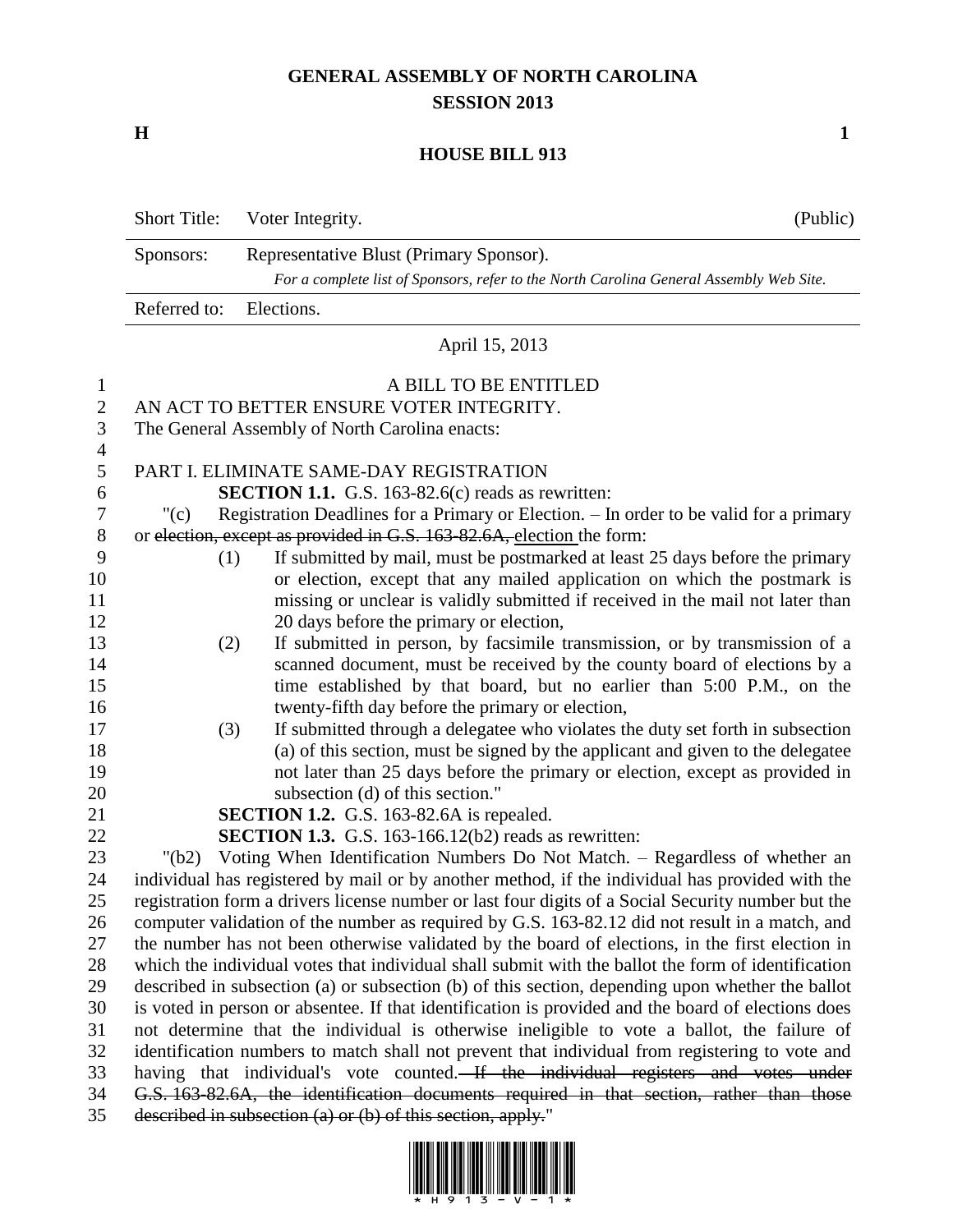# GENERAL ASSEMBLY OF NORTH CAROLINA
## SESSION 2013

**H** **1**

## HOUSE BILL 913

| Short Title: | Voter Integrity. | (Public) |
|---|---|---|
| Sponsors: | Representative Blust (Primary Sponsor). *For a complete list of Sponsors, refer to the North Carolina General Assembly Web Site.* | |
| Referred to: | Elections. | |

April 15, 2013

A BILL TO BE ENTITLED

AN ACT TO BETTER ENSURE VOTER INTEGRITY.

The General Assembly of North Carolina enacts:

PART I. ELIMINATE SAME-DAY REGISTRATION

**SECTION 1.1.** G.S. 163-82.6(c) reads as rewritten:

"(c) Registration Deadlines for a Primary or Election. – In order to be valid for a primary or ~~election, except as provided in G.S. 163-82.6A,~~ election the form:

(1) If submitted by mail, must be postmarked at least 25 days before the primary or election, except that any mailed application on which the postmark is missing or unclear is validly submitted if received in the mail not later than 20 days before the primary or election,

(2) If submitted in person, by facsimile transmission, or by transmission of a scanned document, must be received by the county board of elections by a time established by that board, but no earlier than 5:00 P.M., on the twenty-fifth day before the primary or election,

(3) If submitted through a delegatee who violates the duty set forth in subsection (a) of this section, must be signed by the applicant and given to the delegatee not later than 25 days before the primary or election, except as provided in subsection (d) of this section."

**SECTION 1.2.** G.S. 163-82.6A is repealed.

**SECTION 1.3.** G.S. 163-166.12(b2) reads as rewritten:

"(b2) Voting When Identification Numbers Do Not Match. – Regardless of whether an individual has registered by mail or by another method, if the individual has provided with the registration form a drivers license number or last four digits of a Social Security number but the computer validation of the number as required by G.S. 163-82.12 did not result in a match, and the number has not been otherwise validated by the board of elections, in the first election in which the individual votes that individual shall submit with the ballot the form of identification described in subsection (a) or subsection (b) of this section, depending upon whether the ballot is voted in person or absentee. If that identification is provided and the board of elections does not determine that the individual is otherwise ineligible to vote a ballot, the failure of identification numbers to match shall not prevent that individual from registering to vote and having that individual's vote counted. ~~If the individual registers and votes under G.S. 163-82.6A, the identification documents required in that section, rather than those described in subsection (a) or (b) of this section, apply.~~"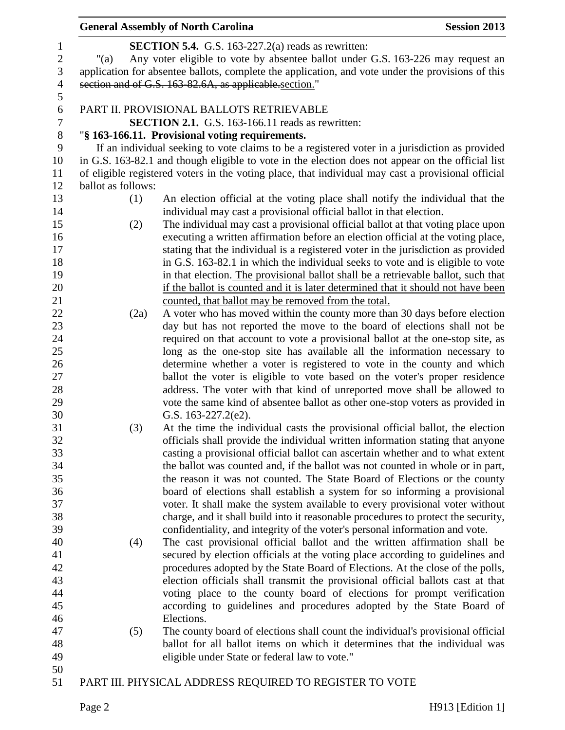**SECTION 5.4.** G.S. 163-227.2(a) reads as rewritten:

"(a) Any voter eligible to vote by absentee ballot under G.S. 163-226 may request an application for absentee ballots, complete the application, and vote under the provisions of this ~~section and of G.S. 163-82.6A, as applicable.~~section."

PART II. PROVISIONAL BALLOTS RETRIEVABLE

**SECTION 2.1.** G.S. 163-166.11 reads as rewritten:

"**§ 163-166.11. Provisional voting requirements.**

If an individual seeking to vote claims to be a registered voter in a jurisdiction as provided in G.S. 163-82.1 and though eligible to vote in the election does not appear on the official list of eligible registered voters in the voting place, that individual may cast a provisional official ballot as follows:

(1) An election official at the voting place shall notify the individual that the individual may cast a provisional official ballot in that election.

(2) The individual may cast a provisional official ballot at that voting place upon executing a written affirmation before an election official at the voting place, stating that the individual is a registered voter in the jurisdiction as provided in G.S. 163-82.1 in which the individual seeks to vote and is eligible to vote in that election. <u>The provisional ballot shall be a retrievable ballot, such that if the ballot is counted and it is later determined that it should not have been counted, that ballot may be removed from the total.</u>

(2a) A voter who has moved within the county more than 30 days before election day but has not reported the move to the board of elections shall not be required on that account to vote a provisional ballot at the one-stop site, as long as the one-stop site has available all the information necessary to determine whether a voter is registered to vote in the county and which ballot the voter is eligible to vote based on the voter's proper residence address. The voter with that kind of unreported move shall be allowed to vote the same kind of absentee ballot as other one-stop voters as provided in G.S. 163-227.2(e2).

(3) At the time the individual casts the provisional official ballot, the election officials shall provide the individual written information stating that anyone casting a provisional official ballot can ascertain whether and to what extent the ballot was counted and, if the ballot was not counted in whole or in part, the reason it was not counted. The State Board of Elections or the county board of elections shall establish a system for so informing a provisional voter. It shall make the system available to every provisional voter without charge, and it shall build into it reasonable procedures to protect the security, confidentiality, and integrity of the voter's personal information and vote.

(4) The cast provisional official ballot and the written affirmation shall be secured by election officials at the voting place according to guidelines and procedures adopted by the State Board of Elections. At the close of the polls, election officials shall transmit the provisional official ballots cast at that voting place to the county board of elections for prompt verification according to guidelines and procedures adopted by the State Board of Elections.

(5) The county board of elections shall count the individual's provisional official ballot for all ballot items on which it determines that the individual was eligible under State or federal law to vote."

PART III. PHYSICAL ADDRESS REQUIRED TO REGISTER TO VOTE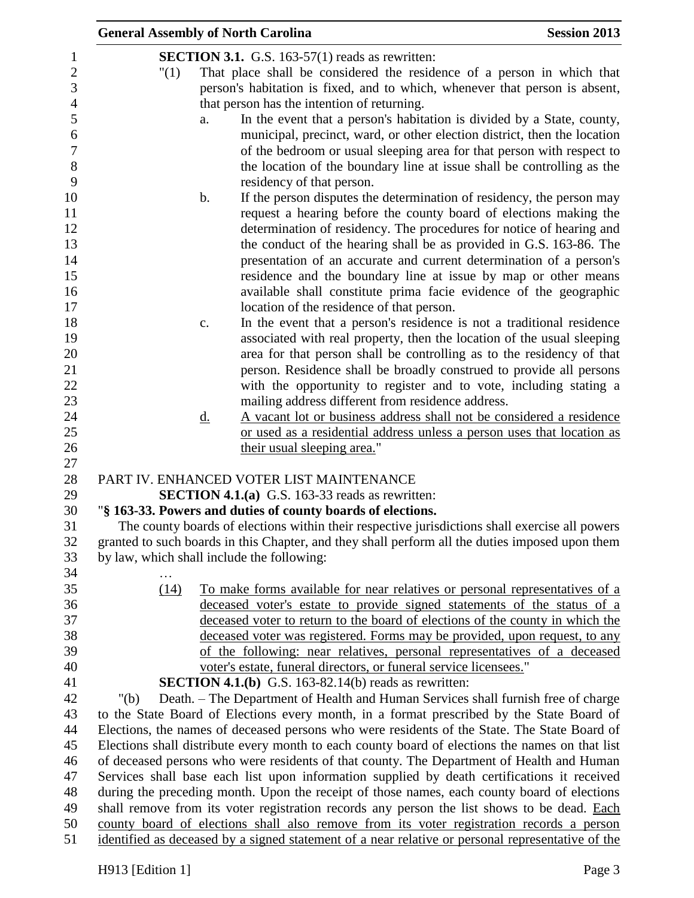**SECTION 3.1.** G.S. 163-57(1) reads as rewritten:

"(1) That place shall be considered the residence of a person in which that person's habitation is fixed, and to which, whenever that person is absent, that person has the intention of returning.

a. In the event that a person's habitation is divided by a State, county, municipal, precinct, ward, or other election district, then the location of the bedroom or usual sleeping area for that person with respect to the location of the boundary line at issue shall be controlling as the residency of that person.

b. If the person disputes the determination of residency, the person may request a hearing before the county board of elections making the determination of residency. The procedures for notice of hearing and the conduct of the hearing shall be as provided in G.S. 163-86. The presentation of an accurate and current determination of a person's residence and the boundary line at issue by map or other means available shall constitute prima facie evidence of the geographic location of the residence of that person.

c. In the event that a person's residence is not a traditional residence associated with real property, then the location of the usual sleeping area for that person shall be controlling as to the residency of that person. Residence shall be broadly construed to provide all persons with the opportunity to register and to vote, including stating a mailing address different from residence address.

<u>d.</u> <u>A vacant lot or business address shall not be considered a residence or used as a residential address unless a person uses that location as their usual sleeping area.</u>"

PART IV. ENHANCED VOTER LIST MAINTENANCE

**SECTION 4.1.(a)** G.S. 163-33 reads as rewritten:

"**§ 163-33. Powers and duties of county boards of elections.**

The county boards of elections within their respective jurisdictions shall exercise all powers granted to such boards in this Chapter, and they shall perform all the duties imposed upon them by law, which shall include the following:

…

<u>(14)</u> <u>To make forms available for near relatives or personal representatives of a deceased voter's estate to provide signed statements of the status of a deceased voter to return to the board of elections of the county in which the deceased voter was registered. Forms may be provided, upon request, to any of the following: near relatives, personal representatives of a deceased voter's estate, funeral directors, or funeral service licensees.</u>"

**SECTION 4.1.(b)** G.S. 163-82.14(b) reads as rewritten:

"(b) Death. – The Department of Health and Human Services shall furnish free of charge to the State Board of Elections every month, in a format prescribed by the State Board of Elections, the names of deceased persons who were residents of the State. The State Board of Elections shall distribute every month to each county board of elections the names on that list of deceased persons who were residents of that county. The Department of Health and Human Services shall base each list upon information supplied by death certifications it received during the preceding month. Upon the receipt of those names, each county board of elections shall remove from its voter registration records any person the list shows to be dead. <u>Each county board of elections shall also remove from its voter registration records a person identified as deceased by a signed statement of a near relative or personal representative of the</u>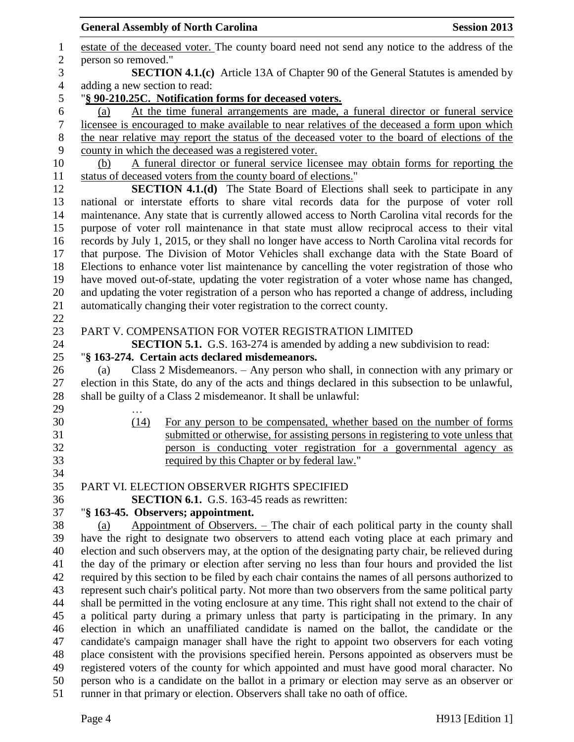estate of the deceased voter. The county board need not send any notice to the address of the person so removed."

**SECTION 4.1.(c)** Article 13A of Chapter 90 of the General Statutes is amended by adding a new section to read:

"**§ 90-210.25C. Notification forms for deceased voters.**

(a) At the time funeral arrangements are made, a funeral director or funeral service licensee is encouraged to make available to near relatives of the deceased a form upon which the near relative may report the status of the deceased voter to the board of elections of the county in which the deceased was a registered voter.

(b) A funeral director or funeral service licensee may obtain forms for reporting the status of deceased voters from the county board of elections."

**SECTION 4.1.(d)** The State Board of Elections shall seek to participate in any national or interstate efforts to share vital records data for the purpose of voter roll maintenance. Any state that is currently allowed access to North Carolina vital records for the purpose of voter roll maintenance in that state must allow reciprocal access to their vital records by July 1, 2015, or they shall no longer have access to North Carolina vital records for that purpose. The Division of Motor Vehicles shall exchange data with the State Board of Elections to enhance voter list maintenance by cancelling the voter registration of those who have moved out-of-state, updating the voter registration of a voter whose name has changed, and updating the voter registration of a person who has reported a change of address, including automatically changing their voter registration to the correct county.

PART V. COMPENSATION FOR VOTER REGISTRATION LIMITED

**SECTION 5.1.** G.S. 163-274 is amended by adding a new subdivision to read:

"**§ 163-274. Certain acts declared misdemeanors.**

(a) Class 2 Misdemeanors. – Any person who shall, in connection with any primary or election in this State, do any of the acts and things declared in this subsection to be unlawful, shall be guilty of a Class 2 misdemeanor. It shall be unlawful:

…

(14) For any person to be compensated, whether based on the number of forms submitted or otherwise, for assisting persons in registering to vote unless that person is conducting voter registration for a governmental agency as required by this Chapter or by federal law."

PART VI. ELECTION OBSERVER RIGHTS SPECIFIED

**SECTION 6.1.** G.S. 163-45 reads as rewritten:

"**§ 163-45. Observers; appointment.**

(a) Appointment of Observers. – The chair of each political party in the county shall have the right to designate two observers to attend each voting place at each primary and election and such observers may, at the option of the designating party chair, be relieved during the day of the primary or election after serving no less than four hours and provided the list required by this section to be filed by each chair contains the names of all persons authorized to represent such chair's political party. Not more than two observers from the same political party shall be permitted in the voting enclosure at any time. This right shall not extend to the chair of a political party during a primary unless that party is participating in the primary. In any election in which an unaffiliated candidate is named on the ballot, the candidate or the candidate's campaign manager shall have the right to appoint two observers for each voting place consistent with the provisions specified herein. Persons appointed as observers must be registered voters of the county for which appointed and must have good moral character. No person who is a candidate on the ballot in a primary or election may serve as an observer or runner in that primary or election. Observers shall take no oath of office.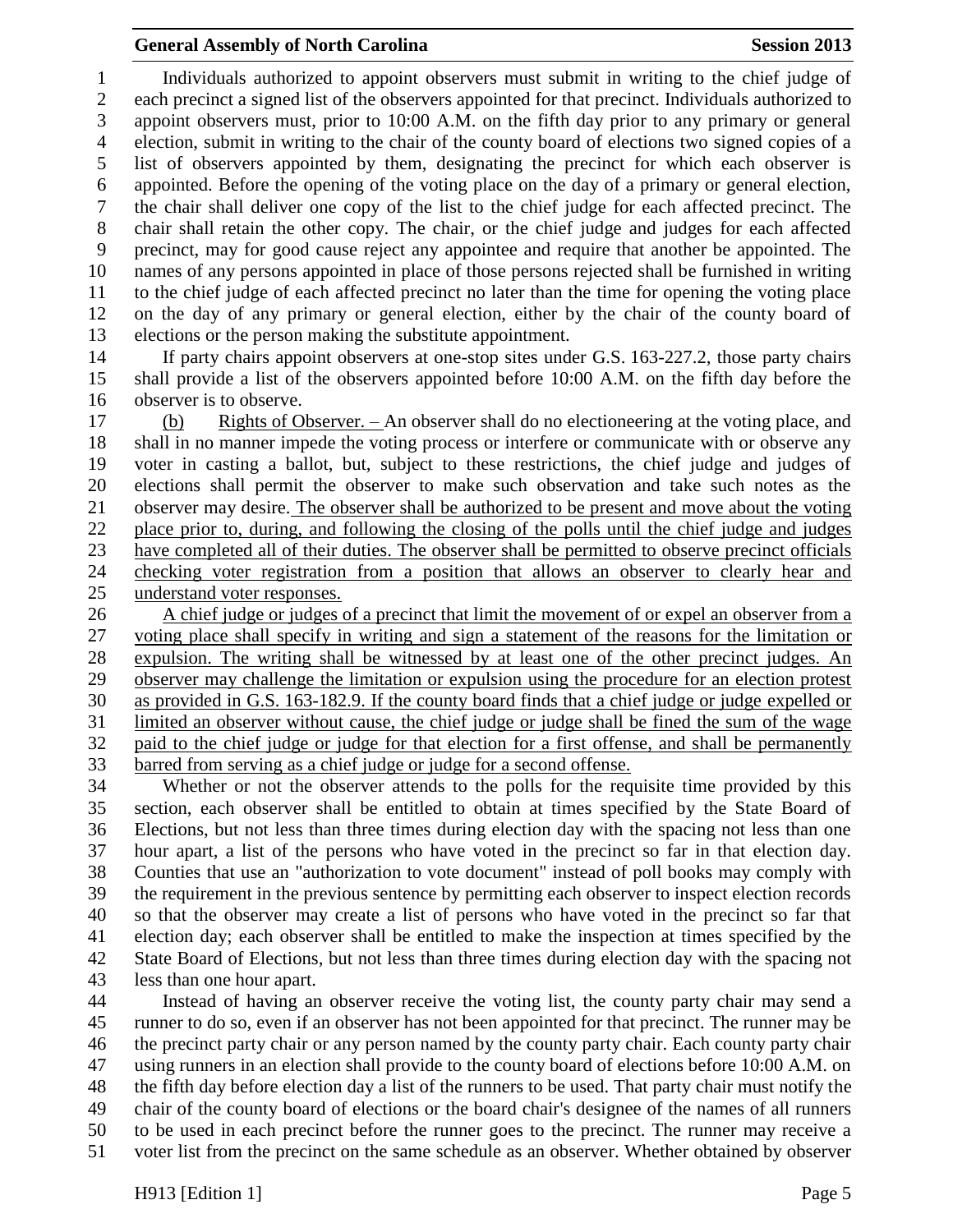Individuals authorized to appoint observers must submit in writing to the chief judge of each precinct a signed list of the observers appointed for that precinct. Individuals authorized to appoint observers must, prior to 10:00 A.M. on the fifth day prior to any primary or general election, submit in writing to the chair of the county board of elections two signed copies of a list of observers appointed by them, designating the precinct for which each observer is appointed. Before the opening of the voting place on the day of a primary or general election, the chair shall deliver one copy of the list to the chief judge for each affected precinct. The chair shall retain the other copy. The chair, or the chief judge and judges for each affected precinct, may for good cause reject any appointee and require that another be appointed. The names of any persons appointed in place of those persons rejected shall be furnished in writing to the chief judge of each affected precinct no later than the time for opening the voting place on the day of any primary or general election, either by the chair of the county board of elections or the person making the substitute appointment.

If party chairs appoint observers at one-stop sites under G.S. 163-227.2, those party chairs shall provide a list of the observers appointed before 10:00 A.M. on the fifth day before the observer is to observe.

(b) Rights of Observer. – An observer shall do no electioneering at the voting place, and shall in no manner impede the voting process or interfere or communicate with or observe any voter in casting a ballot, but, subject to these restrictions, the chief judge and judges of elections shall permit the observer to make such observation and take such notes as the observer may desire. The observer shall be authorized to be present and move about the voting place prior to, during, and following the closing of the polls until the chief judge and judges have completed all of their duties. The observer shall be permitted to observe precinct officials checking voter registration from a position that allows an observer to clearly hear and understand voter responses.

A chief judge or judges of a precinct that limit the movement of or expel an observer from a voting place shall specify in writing and sign a statement of the reasons for the limitation or expulsion. The writing shall be witnessed by at least one of the other precinct judges. An observer may challenge the limitation or expulsion using the procedure for an election protest as provided in G.S. 163-182.9. If the county board finds that a chief judge or judge expelled or limited an observer without cause, the chief judge or judge shall be fined the sum of the wage paid to the chief judge or judge for that election for a first offense, and shall be permanently barred from serving as a chief judge or judge for a second offense.

Whether or not the observer attends to the polls for the requisite time provided by this section, each observer shall be entitled to obtain at times specified by the State Board of Elections, but not less than three times during election day with the spacing not less than one hour apart, a list of the persons who have voted in the precinct so far in that election day. Counties that use an "authorization to vote document" instead of poll books may comply with the requirement in the previous sentence by permitting each observer to inspect election records so that the observer may create a list of persons who have voted in the precinct so far that election day; each observer shall be entitled to make the inspection at times specified by the State Board of Elections, but not less than three times during election day with the spacing not less than one hour apart.

Instead of having an observer receive the voting list, the county party chair may send a runner to do so, even if an observer has not been appointed for that precinct. The runner may be the precinct party chair or any person named by the county party chair. Each county party chair using runners in an election shall provide to the county board of elections before 10:00 A.M. on the fifth day before election day a list of the runners to be used. That party chair must notify the chair of the county board of elections or the board chair's designee of the names of all runners to be used in each precinct before the runner goes to the precinct. The runner may receive a voter list from the precinct on the same schedule as an observer. Whether obtained by observer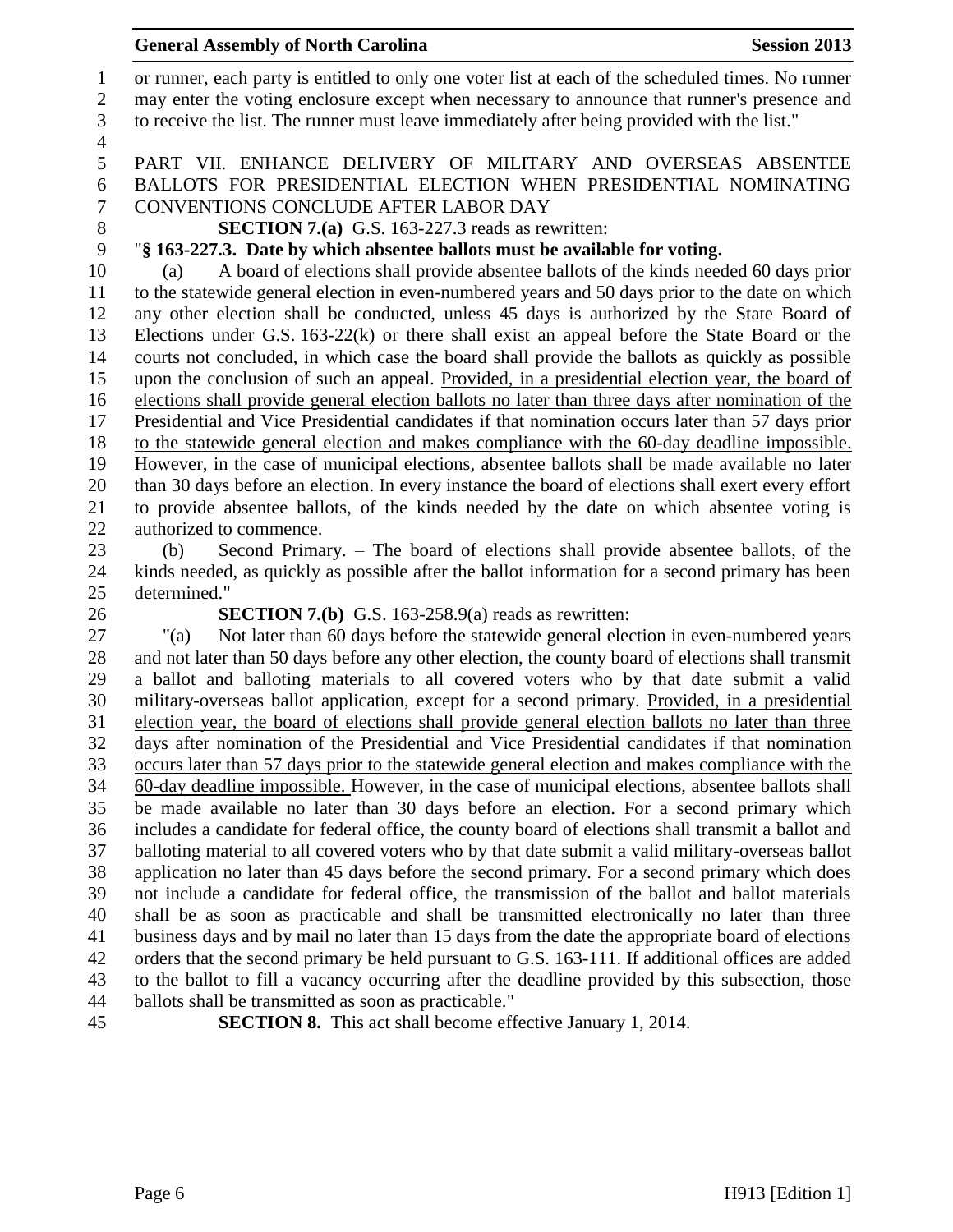or runner, each party is entitled to only one voter list at each of the scheduled times. No runner may enter the voting enclosure except when necessary to announce that runner's presence and to receive the list. The runner must leave immediately after being provided with the list."

PART VII. ENHANCE DELIVERY OF MILITARY AND OVERSEAS ABSENTEE BALLOTS FOR PRESIDENTIAL ELECTION WHEN PRESIDENTIAL NOMINATING CONVENTIONS CONCLUDE AFTER LABOR DAY

**SECTION 7.(a)** G.S. 163-227.3 reads as rewritten:

"**§ 163-227.3. Date by which absentee ballots must be available for voting.**

(a) A board of elections shall provide absentee ballots of the kinds needed 60 days prior to the statewide general election in even-numbered years and 50 days prior to the date on which any other election shall be conducted, unless 45 days is authorized by the State Board of Elections under G.S. 163-22(k) or there shall exist an appeal before the State Board or the courts not concluded, in which case the board shall provide the ballots as quickly as possible upon the conclusion of such an appeal. Provided, in a presidential election year, the board of elections shall provide general election ballots no later than three days after nomination of the Presidential and Vice Presidential candidates if that nomination occurs later than 57 days prior to the statewide general election and makes compliance with the 60-day deadline impossible. However, in the case of municipal elections, absentee ballots shall be made available no later than 30 days before an election. In every instance the board of elections shall exert every effort to provide absentee ballots, of the kinds needed by the date on which absentee voting is authorized to commence.

(b) Second Primary. – The board of elections shall provide absentee ballots, of the kinds needed, as quickly as possible after the ballot information for a second primary has been determined."

**SECTION 7.(b)** G.S. 163-258.9(a) reads as rewritten:

"(a) Not later than 60 days before the statewide general election in even-numbered years and not later than 50 days before any other election, the county board of elections shall transmit a ballot and balloting materials to all covered voters who by that date submit a valid military-overseas ballot application, except for a second primary. Provided, in a presidential election year, the board of elections shall provide general election ballots no later than three days after nomination of the Presidential and Vice Presidential candidates if that nomination occurs later than 57 days prior to the statewide general election and makes compliance with the 60-day deadline impossible. However, in the case of municipal elections, absentee ballots shall be made available no later than 30 days before an election. For a second primary which includes a candidate for federal office, the county board of elections shall transmit a ballot and balloting material to all covered voters who by that date submit a valid military-overseas ballot application no later than 45 days before the second primary. For a second primary which does not include a candidate for federal office, the transmission of the ballot and ballot materials shall be as soon as practicable and shall be transmitted electronically no later than three business days and by mail no later than 15 days from the date the appropriate board of elections orders that the second primary be held pursuant to G.S. 163-111. If additional offices are added to the ballot to fill a vacancy occurring after the deadline provided by this subsection, those ballots shall be transmitted as soon as practicable."

**SECTION 8.** This act shall become effective January 1, 2014.